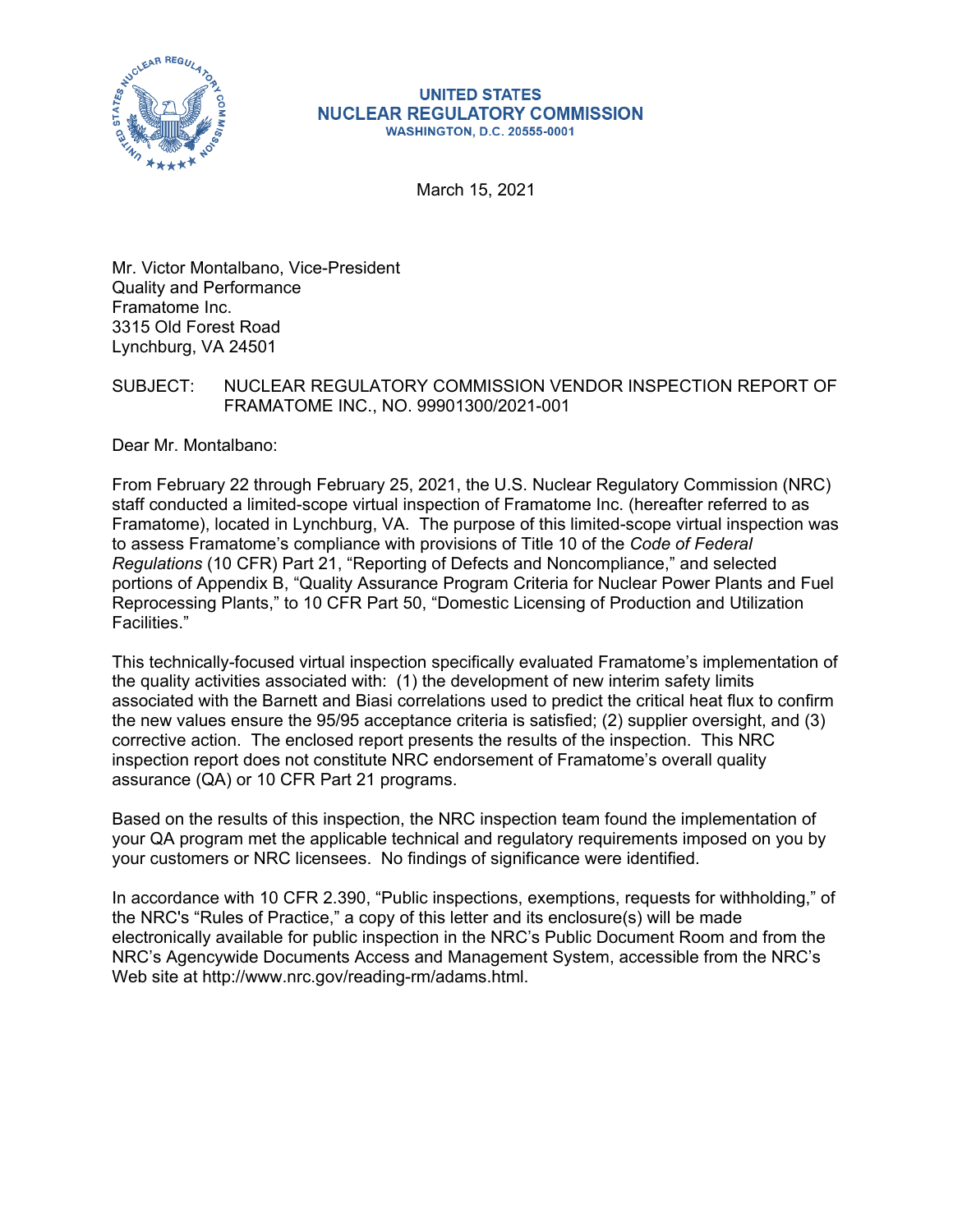**UNITED STATES**
**NUCLEAR REGULATORY COMMISSION**
**WASHINGTON, D.C. 20555-0001**

March 15, 2021

Mr. Victor Montalbano, Vice-President
Quality and Performance
Framatome Inc.
3315 Old Forest Road
Lynchburg, VA 24501

SUBJECT: NUCLEAR REGULATORY COMMISSION VENDOR INSPECTION REPORT OF FRAMATOME INC., NO. 99901300/2021-001

Dear Mr. Montalbano:

From February 22 through February 25, 2021, the U.S. Nuclear Regulatory Commission (NRC) staff conducted a limited-scope virtual inspection of Framatome Inc. (hereafter referred to as Framatome), located in Lynchburg, VA. The purpose of this limited-scope virtual inspection was to assess Framatome's compliance with provisions of Title 10 of the *Code of Federal Regulations* (10 CFR) Part 21, "Reporting of Defects and Noncompliance," and selected portions of Appendix B, "Quality Assurance Program Criteria for Nuclear Power Plants and Fuel Reprocessing Plants," to 10 CFR Part 50, "Domestic Licensing of Production and Utilization Facilities."

This technically-focused virtual inspection specifically evaluated Framatome's implementation of the quality activities associated with: (1) the development of new interim safety limits associated with the Barnett and Biasi correlations used to predict the critical heat flux to confirm the new values ensure the 95/95 acceptance criteria is satisfied; (2) supplier oversight, and (3) corrective action. The enclosed report presents the results of the inspection. This NRC inspection report does not constitute NRC endorsement of Framatome's overall quality assurance (QA) or 10 CFR Part 21 programs.

Based on the results of this inspection, the NRC inspection team found the implementation of your QA program met the applicable technical and regulatory requirements imposed on you by your customers or NRC licensees. No findings of significance were identified.

In accordance with 10 CFR 2.390, "Public inspections, exemptions, requests for withholding," of the NRC's "Rules of Practice," a copy of this letter and its enclosure(s) will be made electronically available for public inspection in the NRC's Public Document Room and from the NRC's Agencywide Documents Access and Management System, accessible from the NRC's Web site at http://www.nrc.gov/reading-rm/adams.html.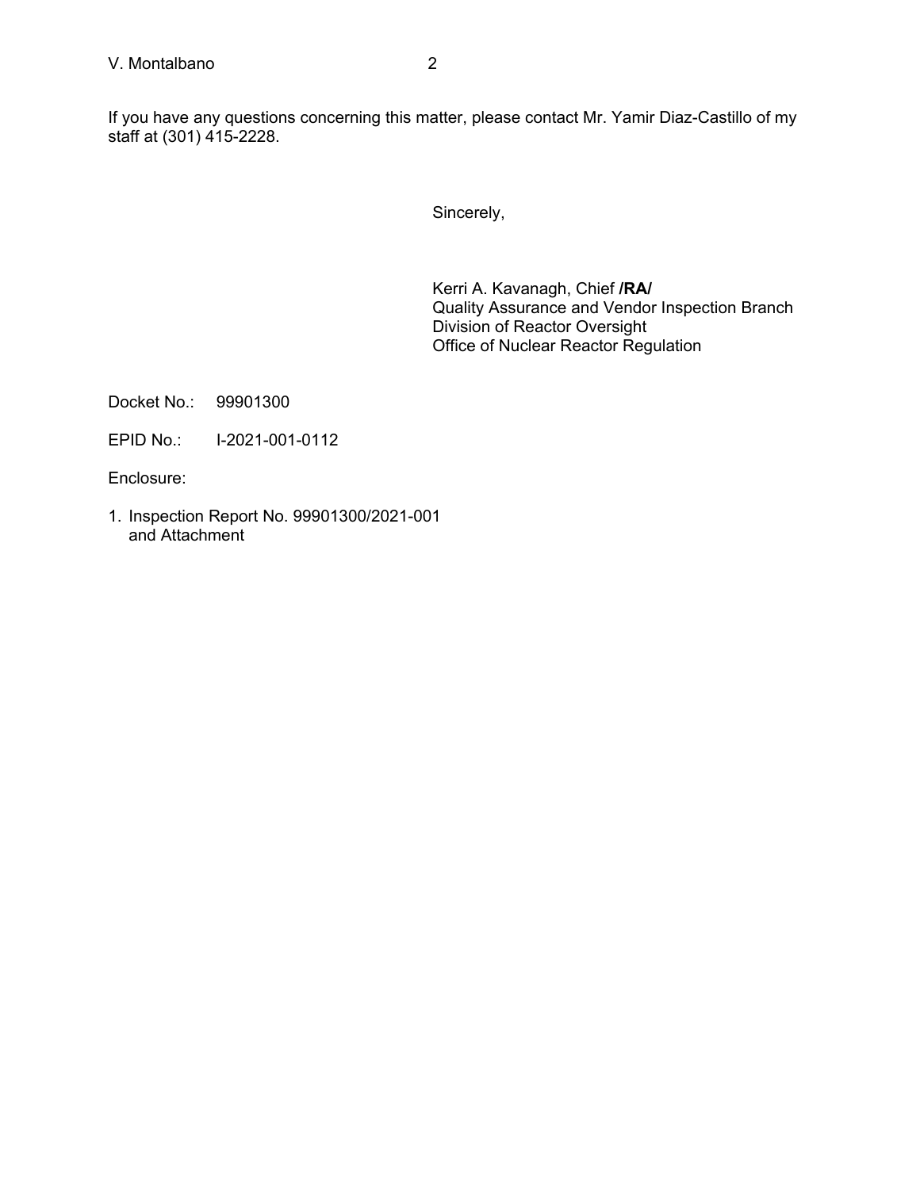If you have any questions concerning this matter, please contact Mr. Yamir Diaz-Castillo of my staff at (301) 415-2228.

Sincerely,

Kerri A. Kavanagh, Chief **/RA/**
Quality Assurance and Vendor Inspection Branch
Division of Reactor Oversight
Office of Nuclear Reactor Regulation

Docket No.: 99901300

EPID No.: I-2021-001-0112

Enclosure:

1. Inspection Report No. 99901300/2021-001 and Attachment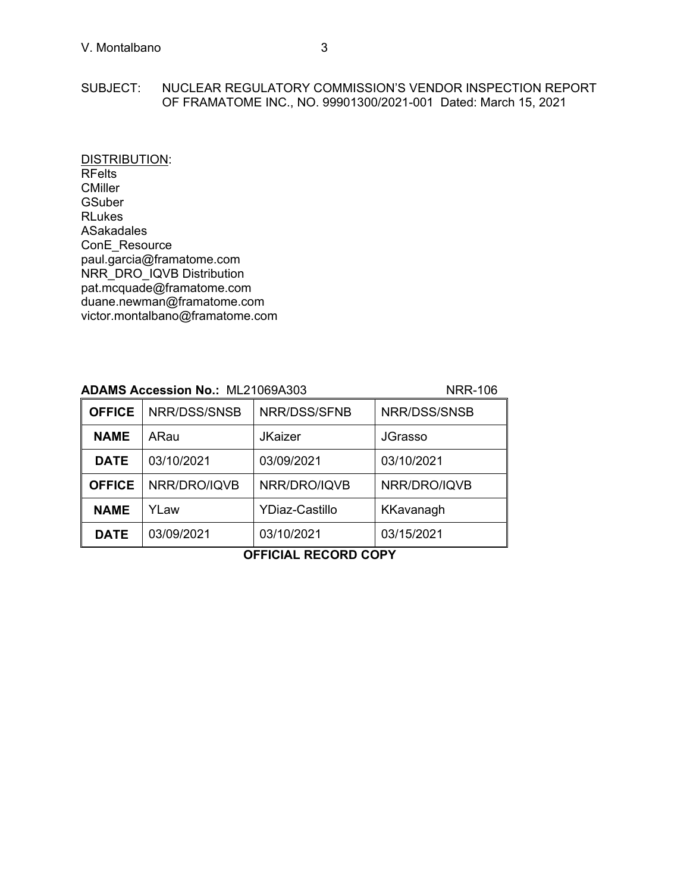SUBJECT: NUCLEAR REGULATORY COMMISSION'S VENDOR INSPECTION REPORT OF FRAMATOME INC., NO. 99901300/2021-001 Dated: March 15, 2021

DISTRIBUTION:
RFelts
CMiller
GSuber
RLukes
ASakadales
ConE_Resource
paul.garcia@framatome.com
NRR_DRO_IQVB Distribution
pat.mcquade@framatome.com
duane.newman@framatome.com
victor.montalbano@framatome.com

**ADAMS Accession No.:** ML21069A303 NRR-106

| **OFFICE** | NRR/DSS/SNSB | NRR/DSS/SFNB | NRR/DSS/SNSB |
|---|---|---|---|
| **NAME** | ARau | JKaizer | JGrasso |
| **DATE** | 03/10/2021 | 03/09/2021 | 03/10/2021 |
| **OFFICE** | NRR/DRO/IQVB | NRR/DRO/IQVB | NRR/DRO/IQVB |
| **NAME** | YLaw | YDiaz-Castillo | KKavanagh |
| **DATE** | 03/09/2021 | 03/10/2021 | 03/15/2021 |

**OFFICIAL RECORD COPY**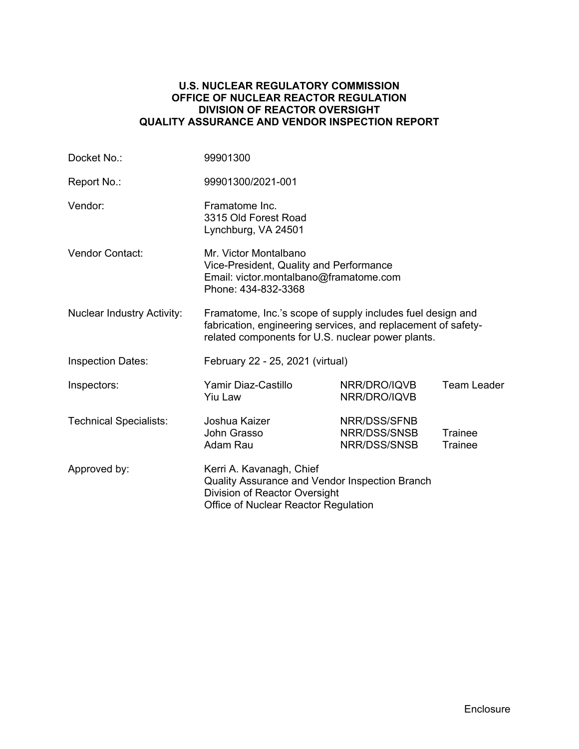**U.S. NUCLEAR REGULATORY COMMISSION**
**OFFICE OF NUCLEAR REACTOR REGULATION**
**DIVISION OF REACTOR OVERSIGHT**
**QUALITY ASSURANCE AND VENDOR INSPECTION REPORT**

| | | | |
|---|---|---|---|
| Docket No.: | 99901300 | | |
| Report No.: | 99901300/2021-001 | | |
| Vendor: | Framatome Inc.<br>3315 Old Forest Road<br>Lynchburg, VA 24501 | | |
| Vendor Contact: | Mr. Victor Montalbano<br>Vice-President, Quality and Performance<br>Email: victor.montalbano@framatome.com<br>Phone: 434-832-3368 | | |
| Nuclear Industry Activity: | Framatome, Inc.'s scope of supply includes fuel design and fabrication, engineering services, and replacement of safety-related components for U.S. nuclear power plants. | | |
| Inspection Dates: | February 22 - 25, 2021 (virtual) | | |
| Inspectors: | Yamir Diaz-Castillo | NRR/DRO/IQVB | Team Leader |
| | Yiu Law | NRR/DRO/IQVB | |
| Technical Specialists: | Joshua Kaizer | NRR/DSS/SFNB | |
| | John Grasso | NRR/DSS/SNSB | Trainee |
| | Adam Rau | NRR/DSS/SNSB | Trainee |
| Approved by: | Kerri A. Kavanagh, Chief<br>Quality Assurance and Vendor Inspection Branch<br>Division of Reactor Oversight<br>Office of Nuclear Reactor Regulation | | |

Enclosure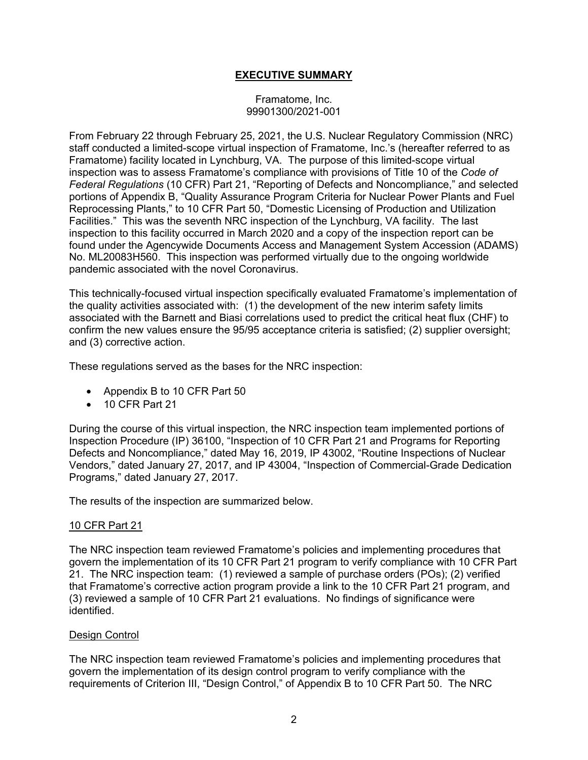# **EXECUTIVE SUMMARY**

Framatome, Inc.
99901300/2021-001

From February 22 through February 25, 2021, the U.S. Nuclear Regulatory Commission (NRC) staff conducted a limited-scope virtual inspection of Framatome, Inc.'s (hereafter referred to as Framatome) facility located in Lynchburg, VA. The purpose of this limited-scope virtual inspection was to assess Framatome's compliance with provisions of Title 10 of the *Code of Federal Regulations* (10 CFR) Part 21, "Reporting of Defects and Noncompliance," and selected portions of Appendix B, "Quality Assurance Program Criteria for Nuclear Power Plants and Fuel Reprocessing Plants," to 10 CFR Part 50, "Domestic Licensing of Production and Utilization Facilities." This was the seventh NRC inspection of the Lynchburg, VA facility. The last inspection to this facility occurred in March 2020 and a copy of the inspection report can be found under the Agencywide Documents Access and Management System Accession (ADAMS) No. ML20083H560. This inspection was performed virtually due to the ongoing worldwide pandemic associated with the novel Coronavirus.

This technically-focused virtual inspection specifically evaluated Framatome's implementation of the quality activities associated with: (1) the development of the new interim safety limits associated with the Barnett and Biasi correlations used to predict the critical heat flux (CHF) to confirm the new values ensure the 95/95 acceptance criteria is satisfied; (2) supplier oversight; and (3) corrective action.

These regulations served as the bases for the NRC inspection:

- Appendix B to 10 CFR Part 50
- 10 CFR Part 21

During the course of this virtual inspection, the NRC inspection team implemented portions of Inspection Procedure (IP) 36100, "Inspection of 10 CFR Part 21 and Programs for Reporting Defects and Noncompliance," dated May 16, 2019, IP 43002, "Routine Inspections of Nuclear Vendors," dated January 27, 2017, and IP 43004, "Inspection of Commercial-Grade Dedication Programs," dated January 27, 2017.

The results of the inspection are summarized below.

10 CFR Part 21

The NRC inspection team reviewed Framatome's policies and implementing procedures that govern the implementation of its 10 CFR Part 21 program to verify compliance with 10 CFR Part 21. The NRC inspection team: (1) reviewed a sample of purchase orders (POs); (2) verified that Framatome's corrective action program provide a link to the 10 CFR Part 21 program, and (3) reviewed a sample of 10 CFR Part 21 evaluations. No findings of significance were identified.

Design Control

The NRC inspection team reviewed Framatome's policies and implementing procedures that govern the implementation of its design control program to verify compliance with the requirements of Criterion III, "Design Control," of Appendix B to 10 CFR Part 50. The NRC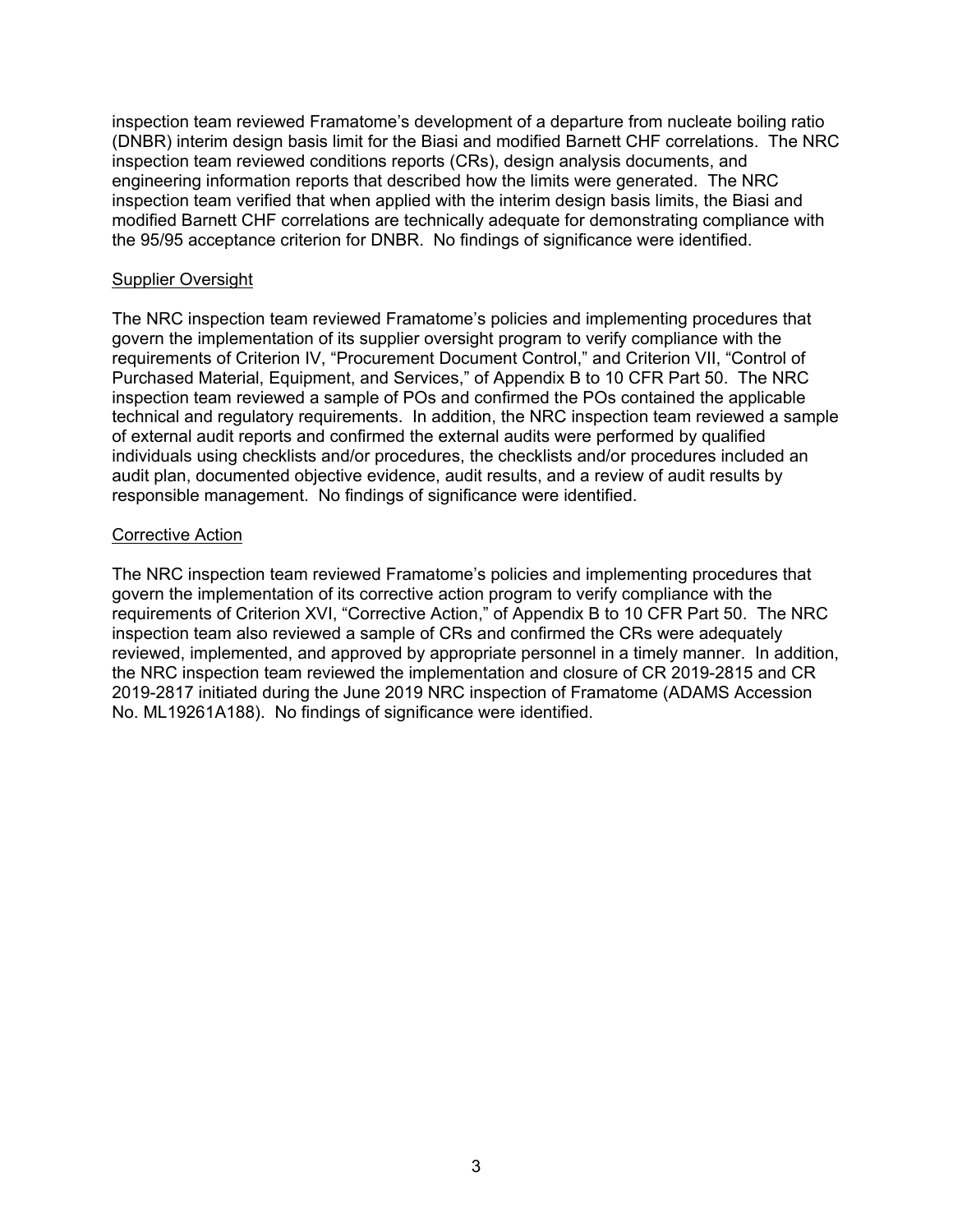inspection team reviewed Framatome's development of a departure from nucleate boiling ratio (DNBR) interim design basis limit for the Biasi and modified Barnett CHF correlations. The NRC inspection team reviewed conditions reports (CRs), design analysis documents, and engineering information reports that described how the limits were generated. The NRC inspection team verified that when applied with the interim design basis limits, the Biasi and modified Barnett CHF correlations are technically adequate for demonstrating compliance with the 95/95 acceptance criterion for DNBR. No findings of significance were identified.

Supplier Oversight

The NRC inspection team reviewed Framatome's policies and implementing procedures that govern the implementation of its supplier oversight program to verify compliance with the requirements of Criterion IV, "Procurement Document Control," and Criterion VII, "Control of Purchased Material, Equipment, and Services," of Appendix B to 10 CFR Part 50. The NRC inspection team reviewed a sample of POs and confirmed the POs contained the applicable technical and regulatory requirements. In addition, the NRC inspection team reviewed a sample of external audit reports and confirmed the external audits were performed by qualified individuals using checklists and/or procedures, the checklists and/or procedures included an audit plan, documented objective evidence, audit results, and a review of audit results by responsible management. No findings of significance were identified.

Corrective Action

The NRC inspection team reviewed Framatome's policies and implementing procedures that govern the implementation of its corrective action program to verify compliance with the requirements of Criterion XVI, "Corrective Action," of Appendix B to 10 CFR Part 50. The NRC inspection team also reviewed a sample of CRs and confirmed the CRs were adequately reviewed, implemented, and approved by appropriate personnel in a timely manner. In addition, the NRC inspection team reviewed the implementation and closure of CR 2019-2815 and CR 2019-2817 initiated during the June 2019 NRC inspection of Framatome (ADAMS Accession No. ML19261A188). No findings of significance were identified.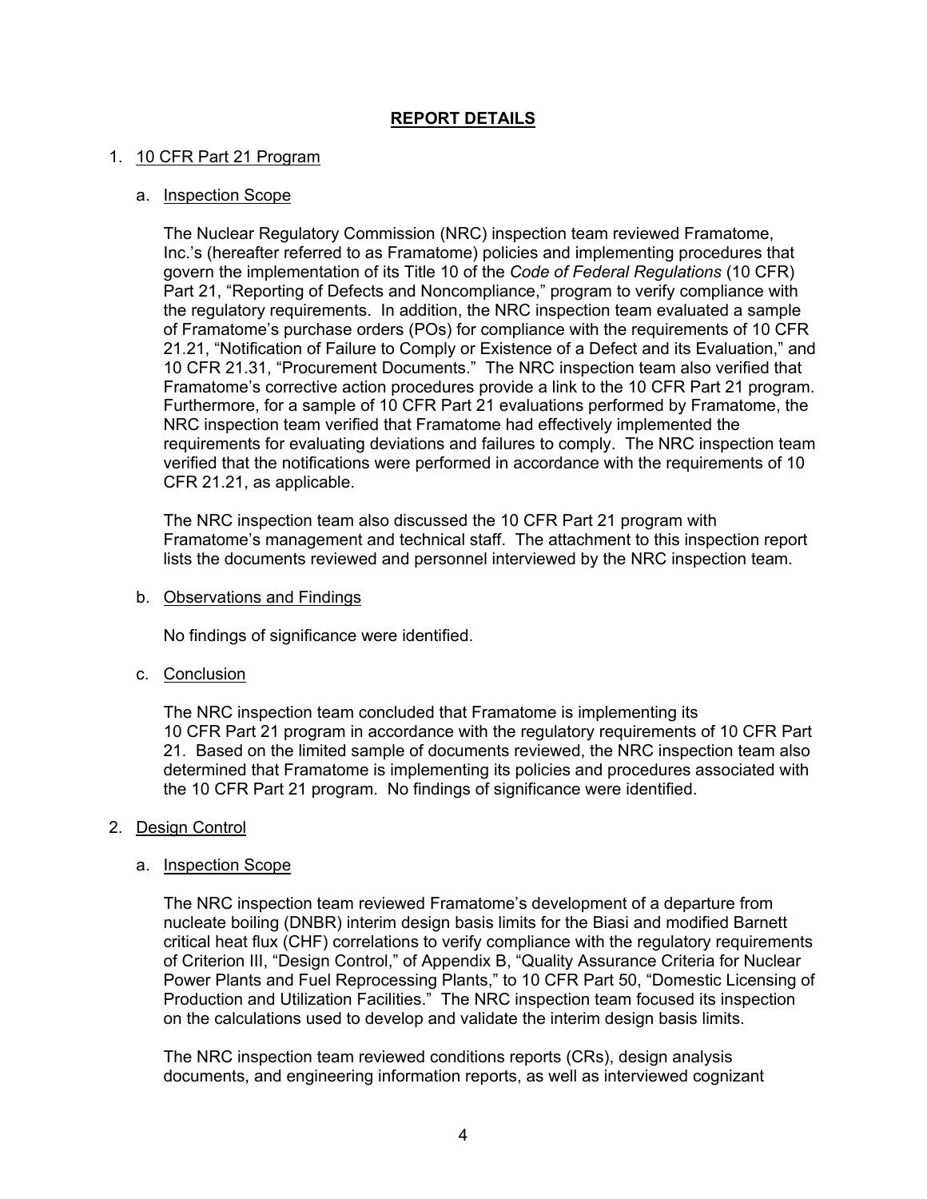# REPORT DETAILS

1. 10 CFR Part 21 Program

   a. Inspection Scope

   The Nuclear Regulatory Commission (NRC) inspection team reviewed Framatome, Inc.'s (hereafter referred to as Framatome) policies and implementing procedures that govern the implementation of its Title 10 of the *Code of Federal Regulations* (10 CFR) Part 21, "Reporting of Defects and Noncompliance," program to verify compliance with the regulatory requirements. In addition, the NRC inspection team evaluated a sample of Framatome's purchase orders (POs) for compliance with the requirements of 10 CFR 21.21, "Notification of Failure to Comply or Existence of a Defect and its Evaluation," and 10 CFR 21.31, "Procurement Documents." The NRC inspection team also verified that Framatome's corrective action procedures provide a link to the 10 CFR Part 21 program. Furthermore, for a sample of 10 CFR Part 21 evaluations performed by Framatome, the NRC inspection team verified that Framatome had effectively implemented the requirements for evaluating deviations and failures to comply. The NRC inspection team verified that the notifications were performed in accordance with the requirements of 10 CFR 21.21, as applicable.

   The NRC inspection team also discussed the 10 CFR Part 21 program with Framatome's management and technical staff. The attachment to this inspection report lists the documents reviewed and personnel interviewed by the NRC inspection team.

   b. Observations and Findings

   No findings of significance were identified.

   c. Conclusion

   The NRC inspection team concluded that Framatome is implementing its 10 CFR Part 21 program in accordance with the regulatory requirements of 10 CFR Part 21. Based on the limited sample of documents reviewed, the NRC inspection team also determined that Framatome is implementing its policies and procedures associated with the 10 CFR Part 21 program. No findings of significance were identified.

2. Design Control

   a. Inspection Scope

   The NRC inspection team reviewed Framatome's development of a departure from nucleate boiling (DNBR) interim design basis limits for the Biasi and modified Barnett critical heat flux (CHF) correlations to verify compliance with the regulatory requirements of Criterion III, "Design Control," of Appendix B, "Quality Assurance Criteria for Nuclear Power Plants and Fuel Reprocessing Plants," to 10 CFR Part 50, "Domestic Licensing of Production and Utilization Facilities." The NRC inspection team focused its inspection on the calculations used to develop and validate the interim design basis limits.

   The NRC inspection team reviewed conditions reports (CRs), design analysis documents, and engineering information reports, as well as interviewed cognizant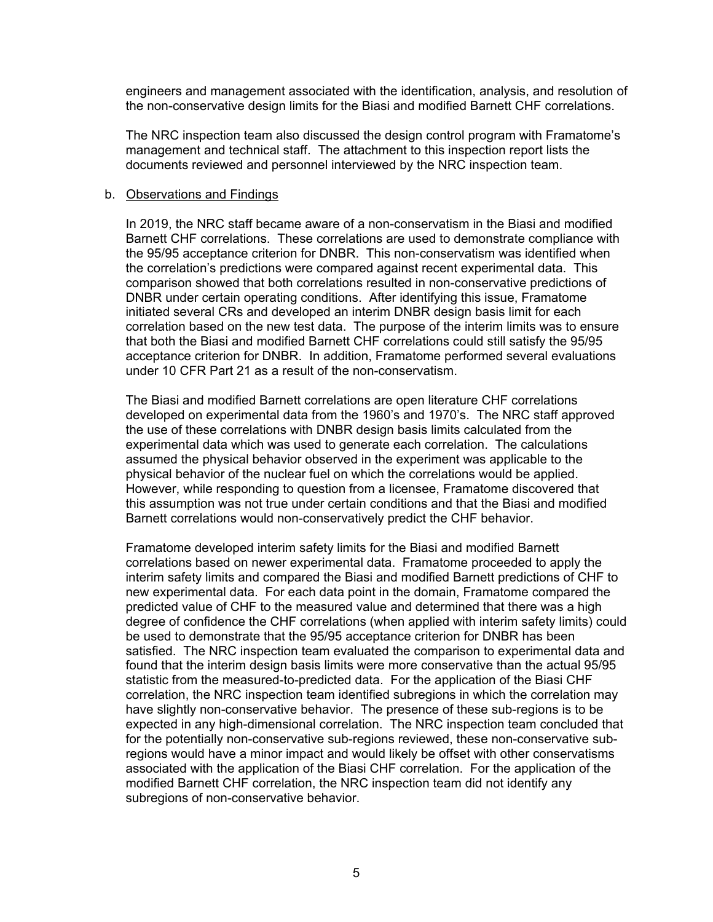engineers and management associated with the identification, analysis, and resolution of the non-conservative design limits for the Biasi and modified Barnett CHF correlations.

The NRC inspection team also discussed the design control program with Framatome's management and technical staff. The attachment to this inspection report lists the documents reviewed and personnel interviewed by the NRC inspection team.

b. Observations and Findings

In 2019, the NRC staff became aware of a non-conservatism in the Biasi and modified Barnett CHF correlations. These correlations are used to demonstrate compliance with the 95/95 acceptance criterion for DNBR. This non-conservatism was identified when the correlation's predictions were compared against recent experimental data. This comparison showed that both correlations resulted in non-conservative predictions of DNBR under certain operating conditions. After identifying this issue, Framatome initiated several CRs and developed an interim DNBR design basis limit for each correlation based on the new test data. The purpose of the interim limits was to ensure that both the Biasi and modified Barnett CHF correlations could still satisfy the 95/95 acceptance criterion for DNBR. In addition, Framatome performed several evaluations under 10 CFR Part 21 as a result of the non-conservatism.

The Biasi and modified Barnett correlations are open literature CHF correlations developed on experimental data from the 1960's and 1970's. The NRC staff approved the use of these correlations with DNBR design basis limits calculated from the experimental data which was used to generate each correlation. The calculations assumed the physical behavior observed in the experiment was applicable to the physical behavior of the nuclear fuel on which the correlations would be applied. However, while responding to question from a licensee, Framatome discovered that this assumption was not true under certain conditions and that the Biasi and modified Barnett correlations would non-conservatively predict the CHF behavior.

Framatome developed interim safety limits for the Biasi and modified Barnett correlations based on newer experimental data. Framatome proceeded to apply the interim safety limits and compared the Biasi and modified Barnett predictions of CHF to new experimental data. For each data point in the domain, Framatome compared the predicted value of CHF to the measured value and determined that there was a high degree of confidence the CHF correlations (when applied with interim safety limits) could be used to demonstrate that the 95/95 acceptance criterion for DNBR has been satisfied. The NRC inspection team evaluated the comparison to experimental data and found that the interim design basis limits were more conservative than the actual 95/95 statistic from the measured-to-predicted data. For the application of the Biasi CHF correlation, the NRC inspection team identified subregions in which the correlation may have slightly non-conservative behavior. The presence of these sub-regions is to be expected in any high-dimensional correlation. The NRC inspection team concluded that for the potentially non-conservative sub-regions reviewed, these non-conservative sub-regions would have a minor impact and would likely be offset with other conservatisms associated with the application of the Biasi CHF correlation. For the application of the modified Barnett CHF correlation, the NRC inspection team did not identify any subregions of non-conservative behavior.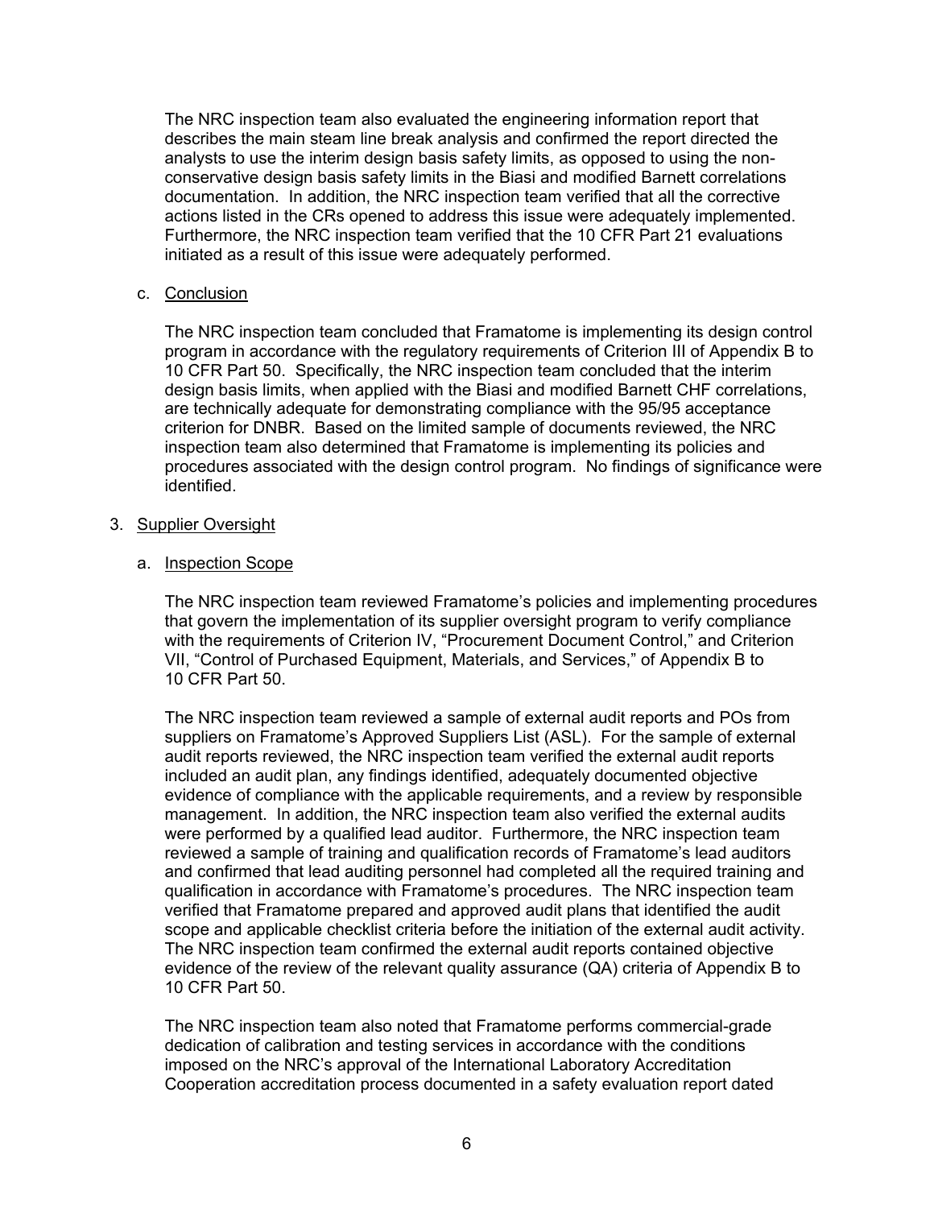The NRC inspection team also evaluated the engineering information report that describes the main steam line break analysis and confirmed the report directed the analysts to use the interim design basis safety limits, as opposed to using the non-conservative design basis safety limits in the Biasi and modified Barnett correlations documentation. In addition, the NRC inspection team verified that all the corrective actions listed in the CRs opened to address this issue were adequately implemented. Furthermore, the NRC inspection team verified that the 10 CFR Part 21 evaluations initiated as a result of this issue were adequately performed.

c. Conclusion

The NRC inspection team concluded that Framatome is implementing its design control program in accordance with the regulatory requirements of Criterion III of Appendix B to 10 CFR Part 50. Specifically, the NRC inspection team concluded that the interim design basis limits, when applied with the Biasi and modified Barnett CHF correlations, are technically adequate for demonstrating compliance with the 95/95 acceptance criterion for DNBR. Based on the limited sample of documents reviewed, the NRC inspection team also determined that Framatome is implementing its policies and procedures associated with the design control program. No findings of significance were identified.

3. Supplier Oversight

a. Inspection Scope

The NRC inspection team reviewed Framatome's policies and implementing procedures that govern the implementation of its supplier oversight program to verify compliance with the requirements of Criterion IV, "Procurement Document Control," and Criterion VII, "Control of Purchased Equipment, Materials, and Services," of Appendix B to 10 CFR Part 50.

The NRC inspection team reviewed a sample of external audit reports and POs from suppliers on Framatome's Approved Suppliers List (ASL). For the sample of external audit reports reviewed, the NRC inspection team verified the external audit reports included an audit plan, any findings identified, adequately documented objective evidence of compliance with the applicable requirements, and a review by responsible management. In addition, the NRC inspection team also verified the external audits were performed by a qualified lead auditor. Furthermore, the NRC inspection team reviewed a sample of training and qualification records of Framatome's lead auditors and confirmed that lead auditing personnel had completed all the required training and qualification in accordance with Framatome's procedures. The NRC inspection team verified that Framatome prepared and approved audit plans that identified the audit scope and applicable checklist criteria before the initiation of the external audit activity. The NRC inspection team confirmed the external audit reports contained objective evidence of the review of the relevant quality assurance (QA) criteria of Appendix B to 10 CFR Part 50.

The NRC inspection team also noted that Framatome performs commercial-grade dedication of calibration and testing services in accordance with the conditions imposed on the NRC's approval of the International Laboratory Accreditation Cooperation accreditation process documented in a safety evaluation report dated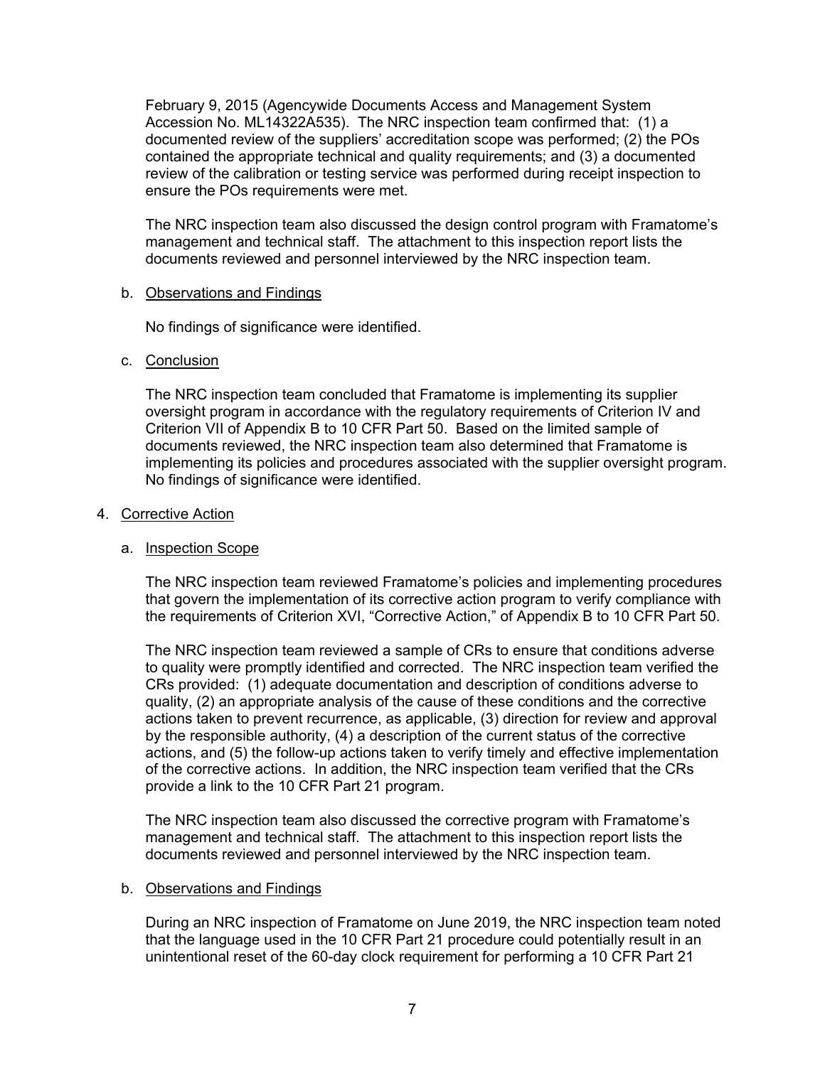February 9, 2015 (Agencywide Documents Access and Management System Accession No. ML14322A535). The NRC inspection team confirmed that: (1) a documented review of the suppliers' accreditation scope was performed; (2) the POs contained the appropriate technical and quality requirements; and (3) a documented review of the calibration or testing service was performed during receipt inspection to ensure the POs requirements were met.

The NRC inspection team also discussed the design control program with Framatome's management and technical staff. The attachment to this inspection report lists the documents reviewed and personnel interviewed by the NRC inspection team.

b. Observations and Findings

No findings of significance were identified.

c. Conclusion

The NRC inspection team concluded that Framatome is implementing its supplier oversight program in accordance with the regulatory requirements of Criterion IV and Criterion VII of Appendix B to 10 CFR Part 50. Based on the limited sample of documents reviewed, the NRC inspection team also determined that Framatome is implementing its policies and procedures associated with the supplier oversight program. No findings of significance were identified.

4. Corrective Action

a. Inspection Scope

The NRC inspection team reviewed Framatome's policies and implementing procedures that govern the implementation of its corrective action program to verify compliance with the requirements of Criterion XVI, "Corrective Action," of Appendix B to 10 CFR Part 50.

The NRC inspection team reviewed a sample of CRs to ensure that conditions adverse to quality were promptly identified and corrected. The NRC inspection team verified the CRs provided: (1) adequate documentation and description of conditions adverse to quality, (2) an appropriate analysis of the cause of these conditions and the corrective actions taken to prevent recurrence, as applicable, (3) direction for review and approval by the responsible authority, (4) a description of the current status of the corrective actions, and (5) the follow-up actions taken to verify timely and effective implementation of the corrective actions. In addition, the NRC inspection team verified that the CRs provide a link to the 10 CFR Part 21 program.

The NRC inspection team also discussed the corrective program with Framatome's management and technical staff. The attachment to this inspection report lists the documents reviewed and personnel interviewed by the NRC inspection team.

b. Observations and Findings

During an NRC inspection of Framatome on June 2019, the NRC inspection team noted that the language used in the 10 CFR Part 21 procedure could potentially result in an unintentional reset of the 60-day clock requirement for performing a 10 CFR Part 21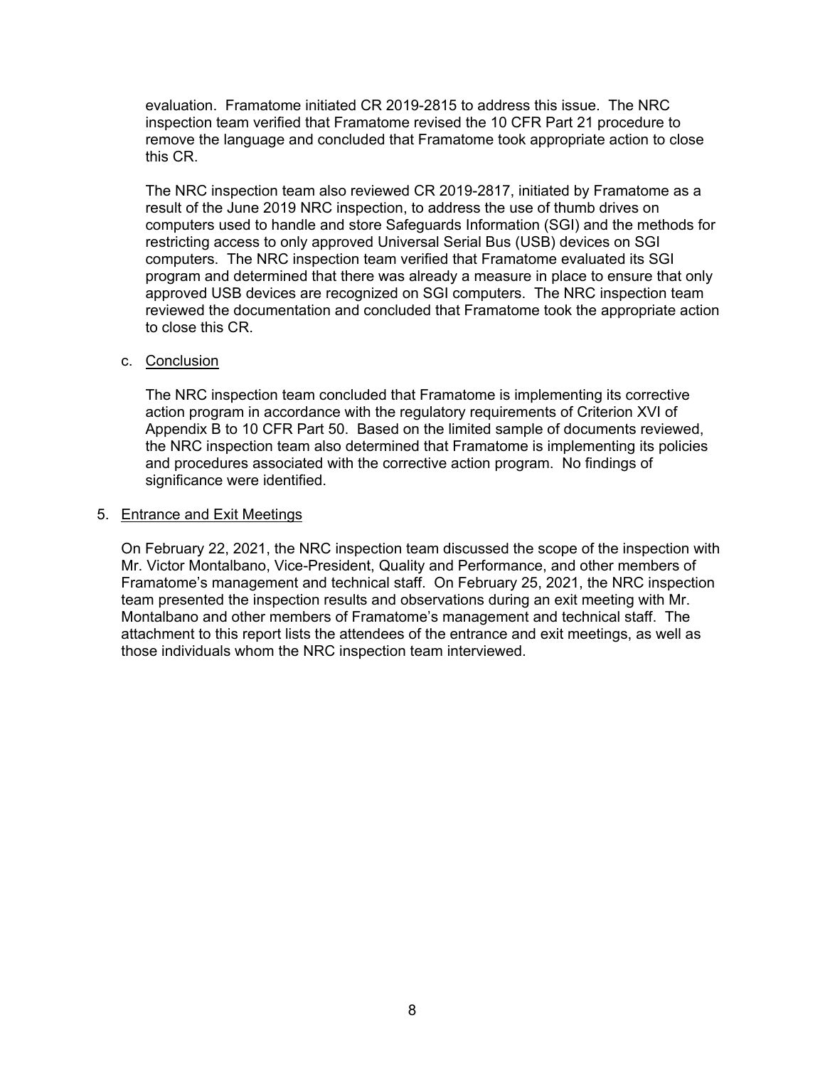evaluation. Framatome initiated CR 2019-2815 to address this issue. The NRC inspection team verified that Framatome revised the 10 CFR Part 21 procedure to remove the language and concluded that Framatome took appropriate action to close this CR.

The NRC inspection team also reviewed CR 2019-2817, initiated by Framatome as a result of the June 2019 NRC inspection, to address the use of thumb drives on computers used to handle and store Safeguards Information (SGI) and the methods for restricting access to only approved Universal Serial Bus (USB) devices on SGI computers. The NRC inspection team verified that Framatome evaluated its SGI program and determined that there was already a measure in place to ensure that only approved USB devices are recognized on SGI computers. The NRC inspection team reviewed the documentation and concluded that Framatome took the appropriate action to close this CR.

c. Conclusion

The NRC inspection team concluded that Framatome is implementing its corrective action program in accordance with the regulatory requirements of Criterion XVI of Appendix B to 10 CFR Part 50. Based on the limited sample of documents reviewed, the NRC inspection team also determined that Framatome is implementing its policies and procedures associated with the corrective action program. No findings of significance were identified.

5. Entrance and Exit Meetings

On February 22, 2021, the NRC inspection team discussed the scope of the inspection with Mr. Victor Montalbano, Vice-President, Quality and Performance, and other members of Framatome's management and technical staff. On February 25, 2021, the NRC inspection team presented the inspection results and observations during an exit meeting with Mr. Montalbano and other members of Framatome's management and technical staff. The attachment to this report lists the attendees of the entrance and exit meetings, as well as those individuals whom the NRC inspection team interviewed.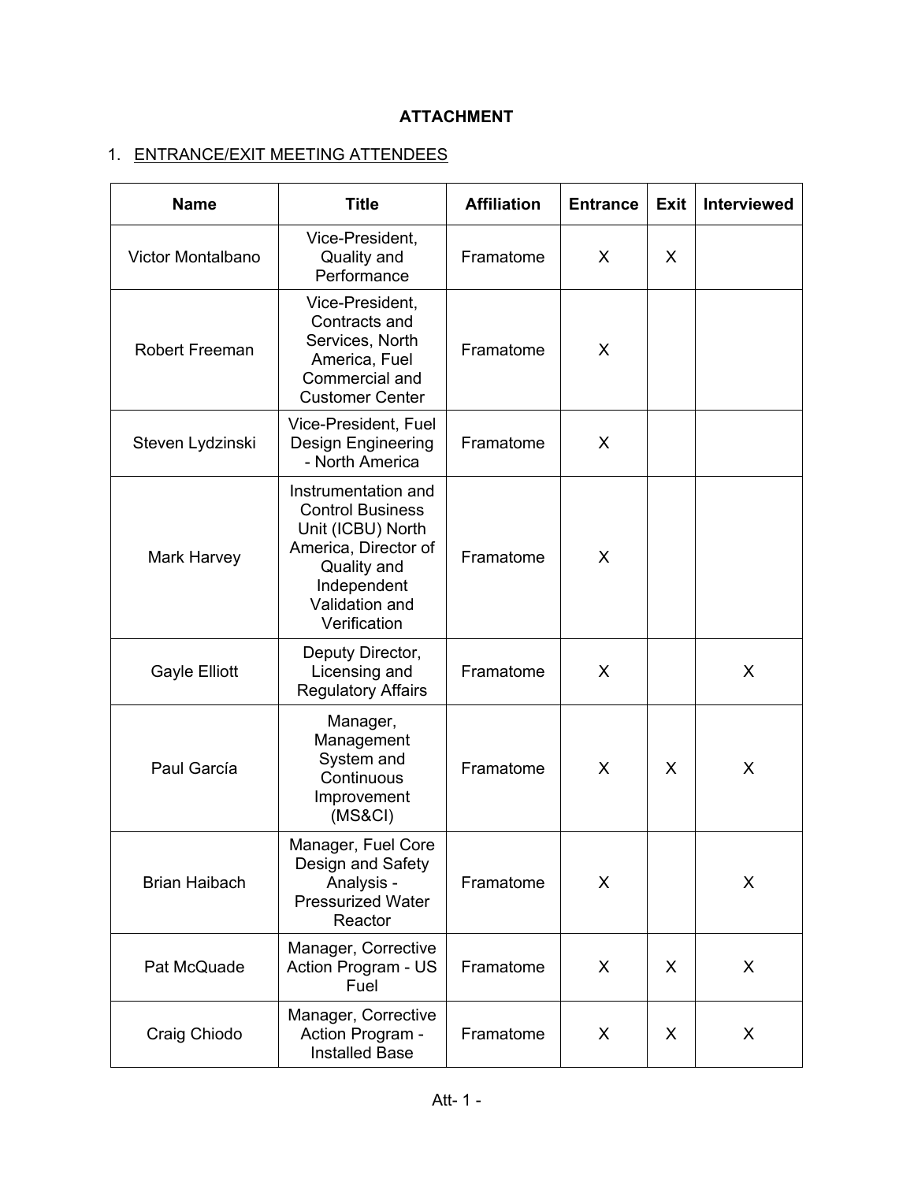**ATTACHMENT**

1. ENTRANCE/EXIT MEETING ATTENDEES

| Name | Title | Affiliation | Entrance | Exit | Interviewed |
|---|---|---|---|---|---|
| Victor Montalbano | Vice-President, Quality and Performance | Framatome | X | X | |
| Robert Freeman | Vice-President, Contracts and Services, North America, Fuel Commercial and Customer Center | Framatome | X | | |
| Steven Lydzinski | Vice-President, Fuel Design Engineering - North America | Framatome | X | | |
| Mark Harvey | Instrumentation and Control Business Unit (ICBU) North America, Director of Quality and Independent Validation and Verification | Framatome | X | | |
| Gayle Elliott | Deputy Director, Licensing and Regulatory Affairs | Framatome | X | | X |
| Paul García | Manager, Management System and Continuous Improvement (MS&CI) | Framatome | X | X | X |
| Brian Haibach | Manager, Fuel Core Design and Safety Analysis - Pressurized Water Reactor | Framatome | X | | X |
| Pat McQuade | Manager, Corrective Action Program - US Fuel | Framatome | X | X | X |
| Craig Chiodo | Manager, Corrective Action Program - Installed Base | Framatome | X | X | X |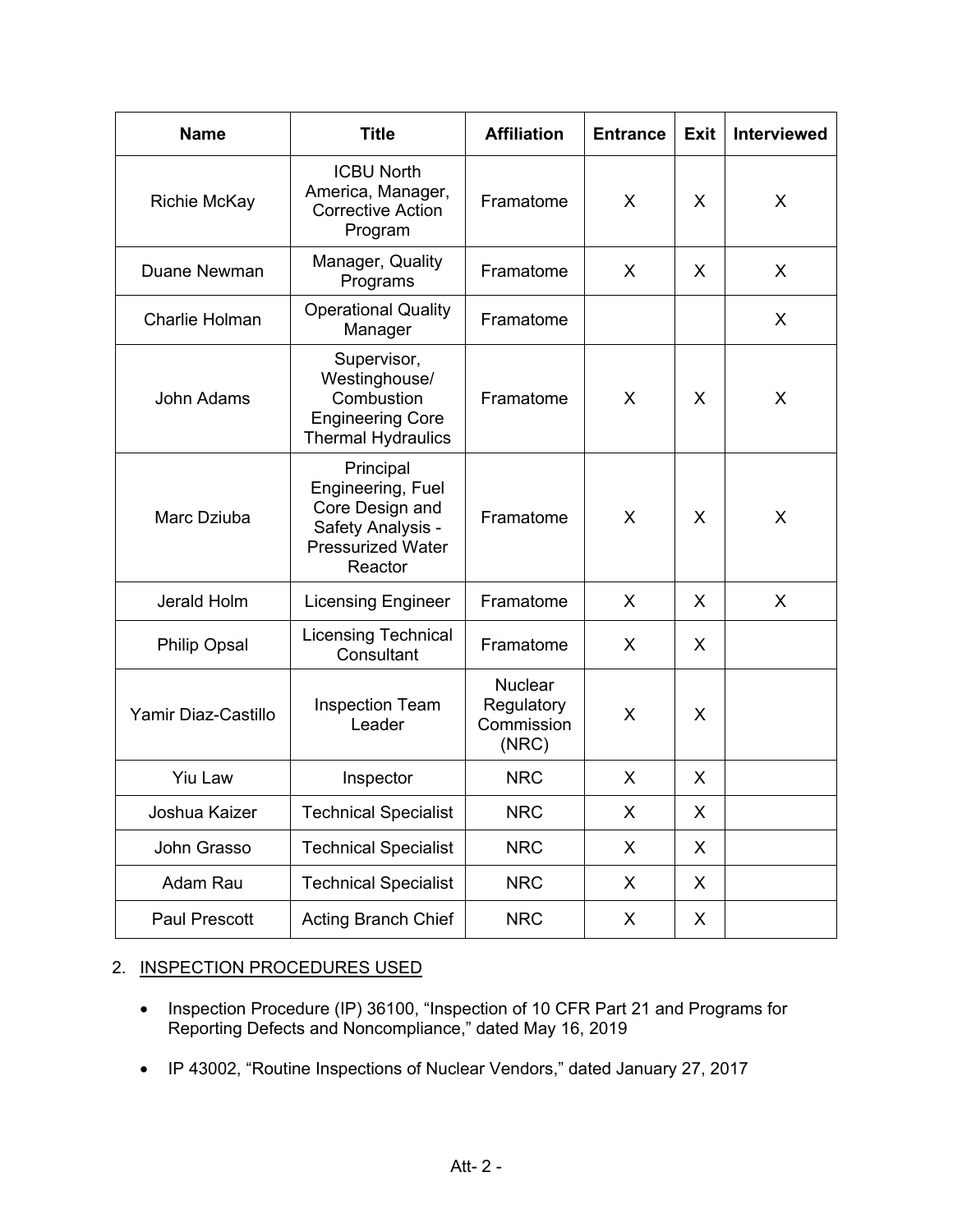| Name | Title | Affiliation | Entrance | Exit | Interviewed |
|---|---|---|---|---|---|
| Richie McKay | ICBU North America, Manager, Corrective Action Program | Framatome | X | X | X |
| Duane Newman | Manager, Quality Programs | Framatome | X | X | X |
| Charlie Holman | Operational Quality Manager | Framatome | | | X |
| John Adams | Supervisor, Westinghouse/ Combustion Engineering Core Thermal Hydraulics | Framatome | X | X | X |
| Marc Dziuba | Principal Engineering, Fuel Core Design and Safety Analysis - Pressurized Water Reactor | Framatome | X | X | X |
| Jerald Holm | Licensing Engineer | Framatome | X | X | X |
| Philip Opsal | Licensing Technical Consultant | Framatome | X | X | |
| Yamir Diaz-Castillo | Inspection Team Leader | Nuclear Regulatory Commission (NRC) | X | X | |
| Yiu Law | Inspector | NRC | X | X | |
| Joshua Kaizer | Technical Specialist | NRC | X | X | |
| John Grasso | Technical Specialist | NRC | X | X | |
| Adam Rau | Technical Specialist | NRC | X | X | |
| Paul Prescott | Acting Branch Chief | NRC | X | X | |

2. INSPECTION PROCEDURES USED

- Inspection Procedure (IP) 36100, "Inspection of 10 CFR Part 21 and Programs for Reporting Defects and Noncompliance," dated May 16, 2019
- IP 43002, "Routine Inspections of Nuclear Vendors," dated January 27, 2017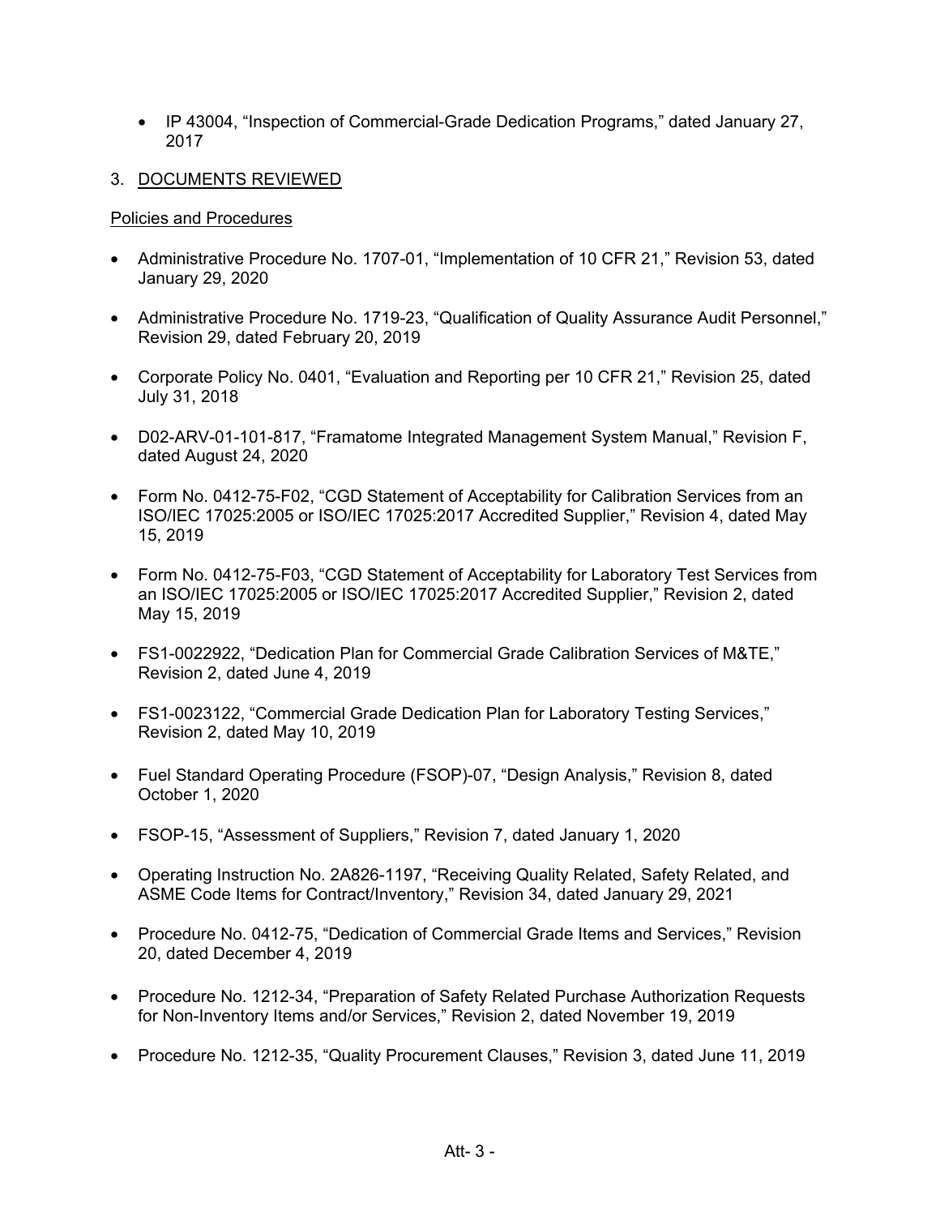- IP 43004, "Inspection of Commercial-Grade Dedication Programs," dated January 27, 2017

3. DOCUMENTS REVIEWED

Policies and Procedures

- Administrative Procedure No. 1707-01, "Implementation of 10 CFR 21," Revision 53, dated January 29, 2020
- Administrative Procedure No. 1719-23, "Qualification of Quality Assurance Audit Personnel," Revision 29, dated February 20, 2019
- Corporate Policy No. 0401, "Evaluation and Reporting per 10 CFR 21," Revision 25, dated July 31, 2018
- D02-ARV-01-101-817, "Framatome Integrated Management System Manual," Revision F, dated August 24, 2020
- Form No. 0412-75-F02, "CGD Statement of Acceptability for Calibration Services from an ISO/IEC 17025:2005 or ISO/IEC 17025:2017 Accredited Supplier," Revision 4, dated May 15, 2019
- Form No. 0412-75-F03, "CGD Statement of Acceptability for Laboratory Test Services from an ISO/IEC 17025:2005 or ISO/IEC 17025:2017 Accredited Supplier," Revision 2, dated May 15, 2019
- FS1-0022922, "Dedication Plan for Commercial Grade Calibration Services of M&TE," Revision 2, dated June 4, 2019
- FS1-0023122, "Commercial Grade Dedication Plan for Laboratory Testing Services," Revision 2, dated May 10, 2019
- Fuel Standard Operating Procedure (FSOP)-07, "Design Analysis," Revision 8, dated October 1, 2020
- FSOP-15, "Assessment of Suppliers," Revision 7, dated January 1, 2020
- Operating Instruction No. 2A826-1197, "Receiving Quality Related, Safety Related, and ASME Code Items for Contract/Inventory," Revision 34, dated January 29, 2021
- Procedure No. 0412-75, "Dedication of Commercial Grade Items and Services," Revision 20, dated December 4, 2019
- Procedure No. 1212-34, "Preparation of Safety Related Purchase Authorization Requests for Non-Inventory Items and/or Services," Revision 2, dated November 19, 2019
- Procedure No. 1212-35, "Quality Procurement Clauses," Revision 3, dated June 11, 2019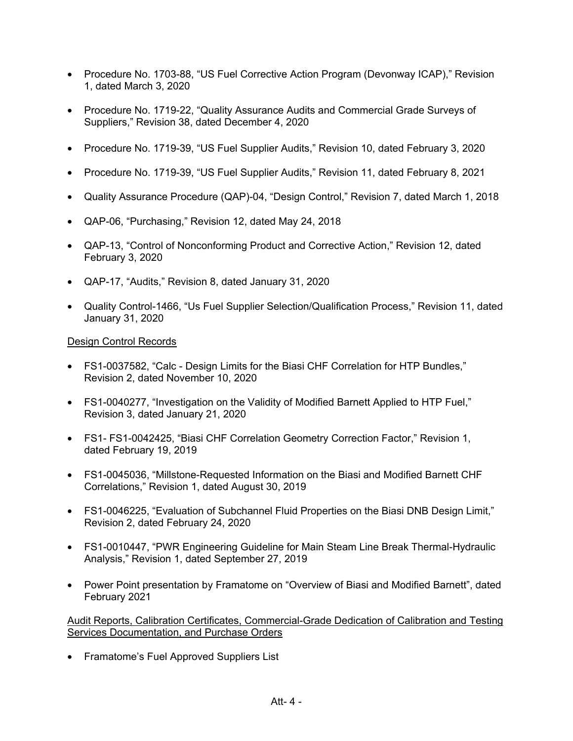- Procedure No. 1703-88, "US Fuel Corrective Action Program (Devonway ICAP)," Revision 1, dated March 3, 2020
- Procedure No. 1719-22, "Quality Assurance Audits and Commercial Grade Surveys of Suppliers," Revision 38, dated December 4, 2020
- Procedure No. 1719-39, "US Fuel Supplier Audits," Revision 10, dated February 3, 2020
- Procedure No. 1719-39, "US Fuel Supplier Audits," Revision 11, dated February 8, 2021
- Quality Assurance Procedure (QAP)-04, "Design Control," Revision 7, dated March 1, 2018
- QAP-06, "Purchasing," Revision 12, dated May 24, 2018
- QAP-13, "Control of Nonconforming Product and Corrective Action," Revision 12, dated February 3, 2020
- QAP-17, "Audits," Revision 8, dated January 31, 2020
- Quality Control-1466, "Us Fuel Supplier Selection/Qualification Process," Revision 11, dated January 31, 2020

Design Control Records

- FS1-0037582, "Calc - Design Limits for the Biasi CHF Correlation for HTP Bundles," Revision 2, dated November 10, 2020
- FS1-0040277, "Investigation on the Validity of Modified Barnett Applied to HTP Fuel," Revision 3, dated January 21, 2020
- FS1- FS1-0042425, "Biasi CHF Correlation Geometry Correction Factor," Revision 1, dated February 19, 2019
- FS1-0045036, "Millstone-Requested Information on the Biasi and Modified Barnett CHF Correlations," Revision 1, dated August 30, 2019
- FS1-0046225, "Evaluation of Subchannel Fluid Properties on the Biasi DNB Design Limit," Revision 2, dated February 24, 2020
- FS1-0010447, "PWR Engineering Guideline for Main Steam Line Break Thermal-Hydraulic Analysis," Revision 1, dated September 27, 2019
- Power Point presentation by Framatome on "Overview of Biasi and Modified Barnett", dated February 2021

Audit Reports, Calibration Certificates, Commercial-Grade Dedication of Calibration and Testing Services Documentation, and Purchase Orders

- Framatome's Fuel Approved Suppliers List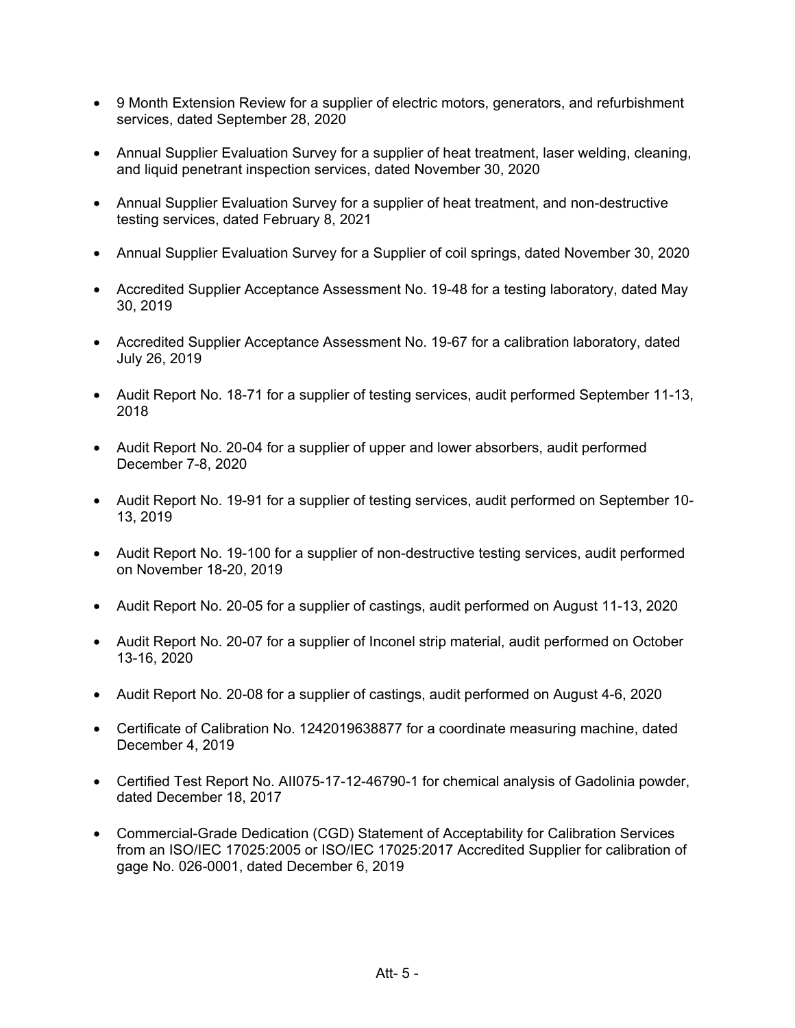- 9 Month Extension Review for a supplier of electric motors, generators, and refurbishment services, dated September 28, 2020
- Annual Supplier Evaluation Survey for a supplier of heat treatment, laser welding, cleaning, and liquid penetrant inspection services, dated November 30, 2020
- Annual Supplier Evaluation Survey for a supplier of heat treatment, and non-destructive testing services, dated February 8, 2021
- Annual Supplier Evaluation Survey for a Supplier of coil springs, dated November 30, 2020
- Accredited Supplier Acceptance Assessment No. 19-48 for a testing laboratory, dated May 30, 2019
- Accredited Supplier Acceptance Assessment No. 19-67 for a calibration laboratory, dated July 26, 2019
- Audit Report No. 18-71 for a supplier of testing services, audit performed September 11-13, 2018
- Audit Report No. 20-04 for a supplier of upper and lower absorbers, audit performed December 7-8, 2020
- Audit Report No. 19-91 for a supplier of testing services, audit performed on September 10-13, 2019
- Audit Report No. 19-100 for a supplier of non-destructive testing services, audit performed on November 18-20, 2019
- Audit Report No. 20-05 for a supplier of castings, audit performed on August 11-13, 2020
- Audit Report No. 20-07 for a supplier of Inconel strip material, audit performed on October 13-16, 2020
- Audit Report No. 20-08 for a supplier of castings, audit performed on August 4-6, 2020
- Certificate of Calibration No. 1242019638877 for a coordinate measuring machine, dated December 4, 2019
- Certified Test Report No. AII075-17-12-46790-1 for chemical analysis of Gadolinia powder, dated December 18, 2017
- Commercial-Grade Dedication (CGD) Statement of Acceptability for Calibration Services from an ISO/IEC 17025:2005 or ISO/IEC 17025:2017 Accredited Supplier for calibration of gage No. 026-0001, dated December 6, 2019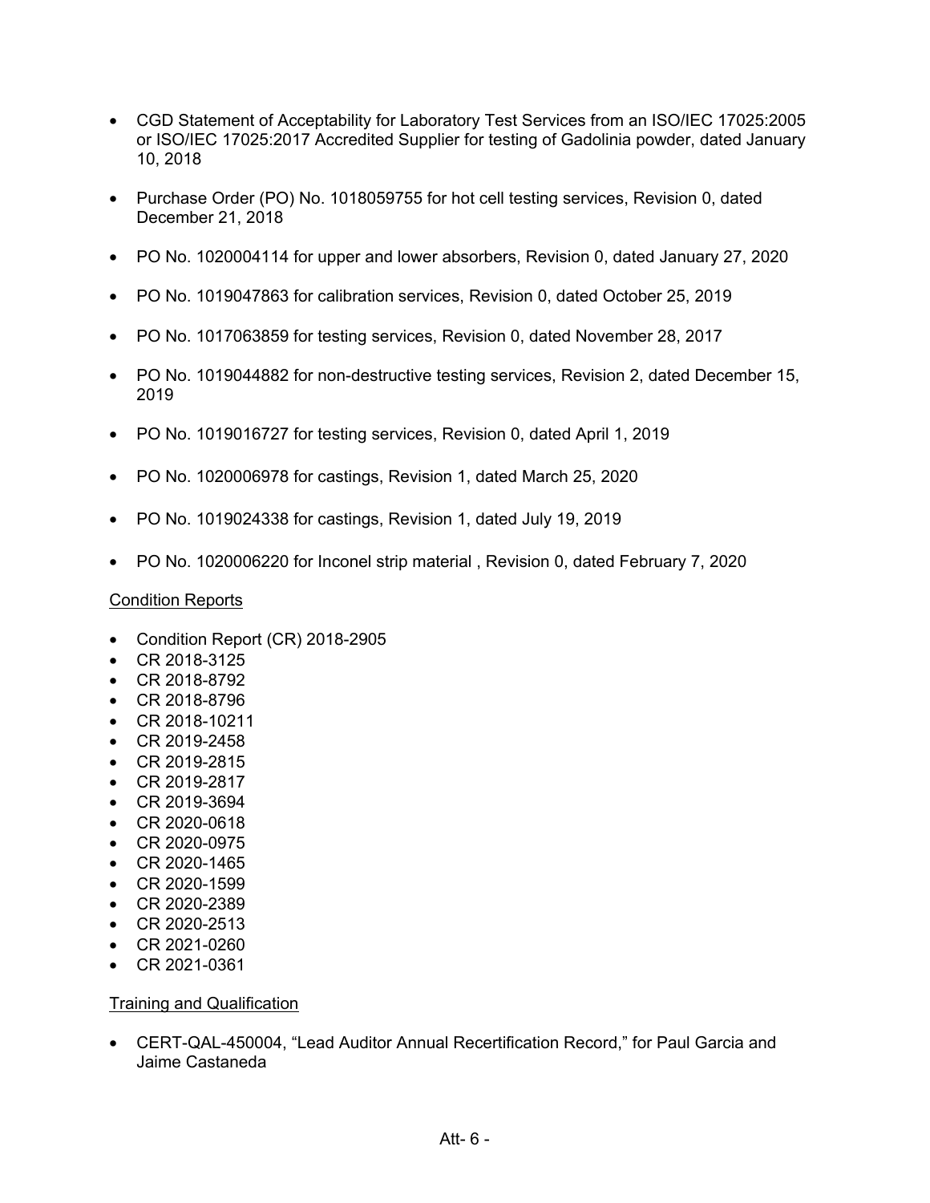- CGD Statement of Acceptability for Laboratory Test Services from an ISO/IEC 17025:2005 or ISO/IEC 17025:2017 Accredited Supplier for testing of Gadolinia powder, dated January 10, 2018

- Purchase Order (PO) No. 1018059755 for hot cell testing services, Revision 0, dated December 21, 2018

- PO No. 1020004114 for upper and lower absorbers, Revision 0, dated January 27, 2020

- PO No. 1019047863 for calibration services, Revision 0, dated October 25, 2019

- PO No. 1017063859 for testing services, Revision 0, dated November 28, 2017

- PO No. 1019044882 for non-destructive testing services, Revision 2, dated December 15, 2019

- PO No. 1019016727 for testing services, Revision 0, dated April 1, 2019

- PO No. 1020006978 for castings, Revision 1, dated March 25, 2020

- PO No. 1019024338 for castings, Revision 1, dated July 19, 2019

- PO No. 1020006220 for Inconel strip material , Revision 0, dated February 7, 2020

Condition Reports

- Condition Report (CR) 2018-2905
- CR 2018-3125
- CR 2018-8792
- CR 2018-8796
- CR 2018-10211
- CR 2019-2458
- CR 2019-2815
- CR 2019-2817
- CR 2019-3694
- CR 2020-0618
- CR 2020-0975
- CR 2020-1465
- CR 2020-1599
- CR 2020-2389
- CR 2020-2513
- CR 2021-0260
- CR 2021-0361

Training and Qualification

- CERT-QAL-450004, "Lead Auditor Annual Recertification Record," for Paul Garcia and Jaime Castaneda